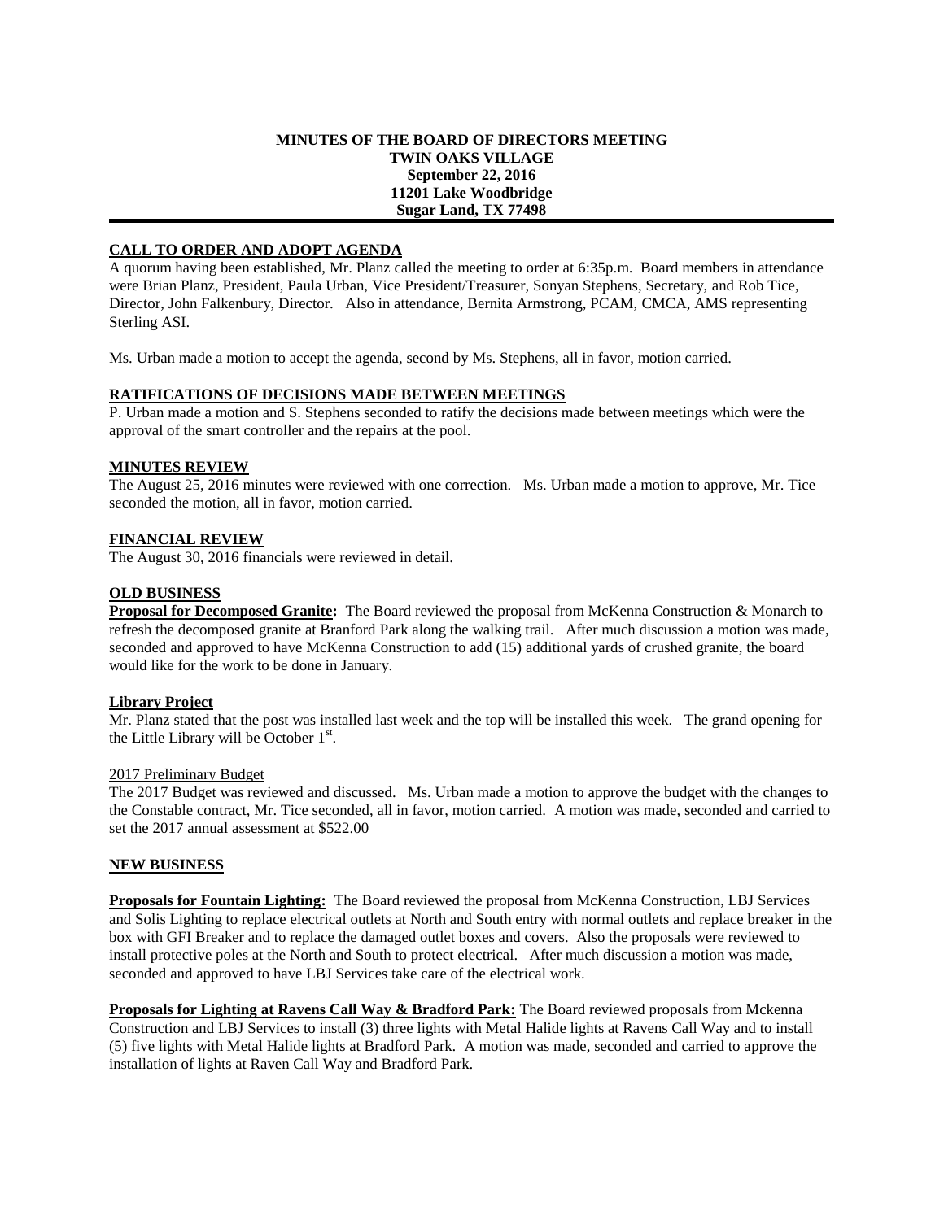**MINUTES OF THE BOARD OF DIRECTORS MEETING**
**TWIN OAKS VILLAGE**
**September 22, 2016**
**11201 Lake Woodbridge**
**Sugar Land, TX 77498**

---

**CALL TO ORDER AND ADOPT AGENDA**

A quorum having been established, Mr. Planz called the meeting to order at 6:35p.m. Board members in attendance were Brian Planz, President, Paula Urban, Vice President/Treasurer, Sonyan Stephens, Secretary, and Rob Tice, Director, John Falkenbury, Director. Also in attendance, Bernita Armstrong, PCAM, CMCA, AMS representing Sterling ASI.

Ms. Urban made a motion to accept the agenda, second by Ms. Stephens, all in favor, motion carried.

**RATIFICATIONS OF DECISIONS MADE BETWEEN MEETINGS**

P. Urban made a motion and S. Stephens seconded to ratify the decisions made between meetings which were the approval of the smart controller and the repairs at the pool.

**MINUTES REVIEW**

The August 25, 2016 minutes were reviewed with one correction. Ms. Urban made a motion to approve, Mr. Tice seconded the motion, all in favor, motion carried.

**FINANCIAL REVIEW**

The August 30, 2016 financials were reviewed in detail.

**OLD BUSINESS**

**Proposal for Decomposed Granite:** The Board reviewed the proposal from McKenna Construction & Monarch to refresh the decomposed granite at Branford Park along the walking trail. After much discussion a motion was made, seconded and approved to have McKenna Construction to add (15) additional yards of crushed granite, the board would like for the work to be done in January.

**Library Project**

Mr. Planz stated that the post was installed last week and the top will be installed this week. The grand opening for the Little Library will be October 1st.

2017 Preliminary Budget

The 2017 Budget was reviewed and discussed. Ms. Urban made a motion to approve the budget with the changes to the Constable contract, Mr. Tice seconded, all in favor, motion carried. A motion was made, seconded and carried to set the 2017 annual assessment at $522.00

**NEW BUSINESS**

**Proposals for Fountain Lighting:** The Board reviewed the proposal from McKenna Construction, LBJ Services and Solis Lighting to replace electrical outlets at North and South entry with normal outlets and replace breaker in the box with GFI Breaker and to replace the damaged outlet boxes and covers. Also the proposals were reviewed to install protective poles at the North and South to protect electrical. After much discussion a motion was made, seconded and approved to have LBJ Services take care of the electrical work.

**Proposals for Lighting at Ravens Call Way & Bradford Park:** The Board reviewed proposals from Mckenna Construction and LBJ Services to install (3) three lights with Metal Halide lights at Ravens Call Way and to install (5) five lights with Metal Halide lights at Bradford Park. A motion was made, seconded and carried to approve the installation of lights at Raven Call Way and Bradford Park.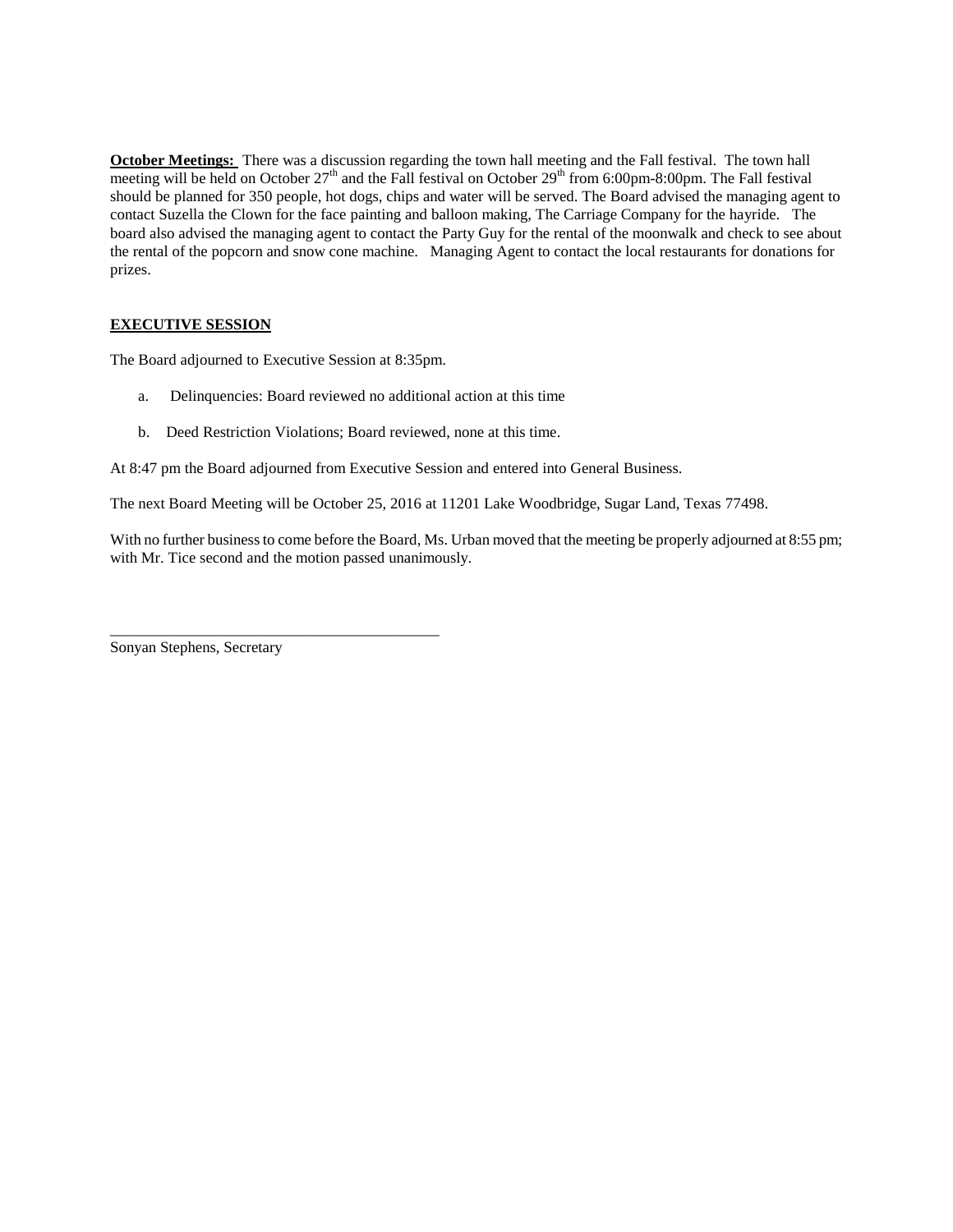**October Meetings:** There was a discussion regarding the town hall meeting and the Fall festival. The town hall meeting will be held on October 27th and the Fall festival on October 29th from 6:00pm-8:00pm. The Fall festival should be planned for 350 people, hot dogs, chips and water will be served. The Board advised the managing agent to contact Suzella the Clown for the face painting and balloon making, The Carriage Company for the hayride. The board also advised the managing agent to contact the Party Guy for the rental of the moonwalk and check to see about the rental of the popcorn and snow cone machine. Managing Agent to contact the local restaurants for donations for prizes.

**EXECUTIVE SESSION**

The Board adjourned to Executive Session at 8:35pm.

a. Delinquencies: Board reviewed no additional action at this time

b. Deed Restriction Violations; Board reviewed, none at this time.

At 8:47 pm the Board adjourned from Executive Session and entered into General Business.

The next Board Meeting will be October 25, 2016 at 11201 Lake Woodbridge, Sugar Land, Texas 77498.

With no further business to come before the Board, Ms. Urban moved that the meeting be properly adjourned at 8:55 pm; with Mr. Tice second and the motion passed unanimously.

\_\_\_\_\_\_\_\_\_\_\_\_\_\_\_\_\_\_\_\_\_\_\_\_\_\_\_\_\_\_\_\_\_\_\_\_\_\_\_\_\_\_

Sonyan Stephens, Secretary